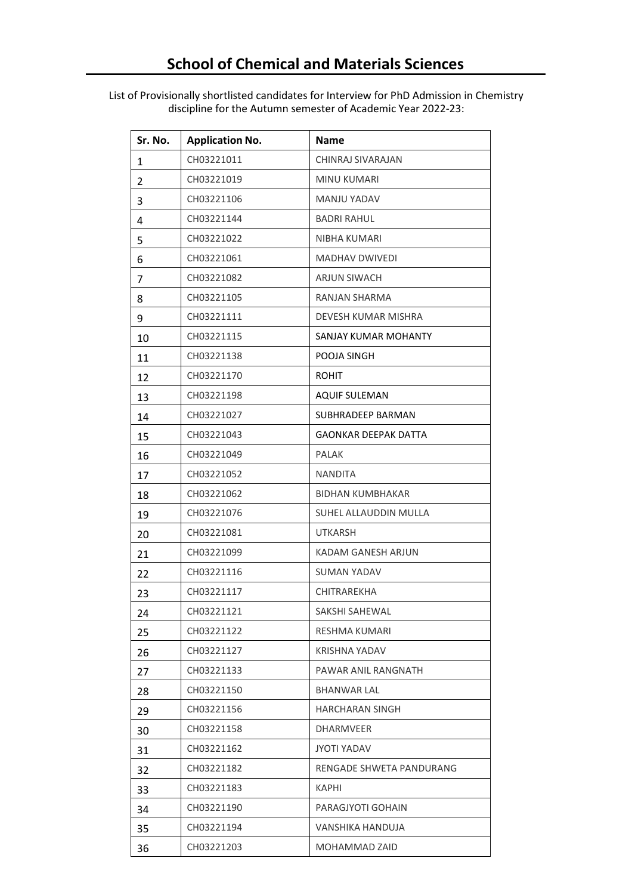# School of Chemical and Materials Sciences

List of Provisionally shortlisted candidates for Interview for PhD Admission in Chemistry discipline for the Autumn semester of Academic Year 2022-23:

| Sr. No. | Application No. | Name |
|---|---|---|
| 1 | CH03221011 | CHINRAJ SIVARAJAN |
| 2 | CH03221019 | MINU KUMARI |
| 3 | CH03221106 | MANJU YADAV |
| 4 | CH03221144 | BADRI RAHUL |
| 5 | CH03221022 | NIBHA KUMARI |
| 6 | CH03221061 | MADHAV DWIVEDI |
| 7 | CH03221082 | ARJUN SIWACH |
| 8 | CH03221105 | RANJAN SHARMA |
| 9 | CH03221111 | DEVESH KUMAR MISHRA |
| 10 | CH03221115 | SANJAY KUMAR MOHANTY |
| 11 | CH03221138 | POOJA SINGH |
| 12 | CH03221170 | ROHIT |
| 13 | CH03221198 | AQUIF SULEMAN |
| 14 | CH03221027 | SUBHRADEEP BARMAN |
| 15 | CH03221043 | GAONKAR DEEPAK DATTA |
| 16 | CH03221049 | PALAK |
| 17 | CH03221052 | NANDITA |
| 18 | CH03221062 | BIDHAN KUMBHAKAR |
| 19 | CH03221076 | SUHEL ALLAUDDIN MULLA |
| 20 | CH03221081 | UTKARSH |
| 21 | CH03221099 | KADAM GANESH ARJUN |
| 22 | CH03221116 | SUMAN YADAV |
| 23 | CH03221117 | CHITRAREKHA |
| 24 | CH03221121 | SAKSHI SAHEWAL |
| 25 | CH03221122 | RESHMA KUMARI |
| 26 | CH03221127 | KRISHNA YADAV |
| 27 | CH03221133 | PAWAR ANIL RANGNATH |
| 28 | CH03221150 | BHANWAR LAL |
| 29 | CH03221156 | HARCHARAN SINGH |
| 30 | CH03221158 | DHARMVEER |
| 31 | CH03221162 | JYOTI YADAV |
| 32 | CH03221182 | RENGADE SHWETA PANDURANG |
| 33 | CH03221183 | KAPHI |
| 34 | CH03221190 | PARAGJYOTI GOHAIN |
| 35 | CH03221194 | VANSHIKA HANDUJA |
| 36 | CH03221203 | MOHAMMAD ZAID |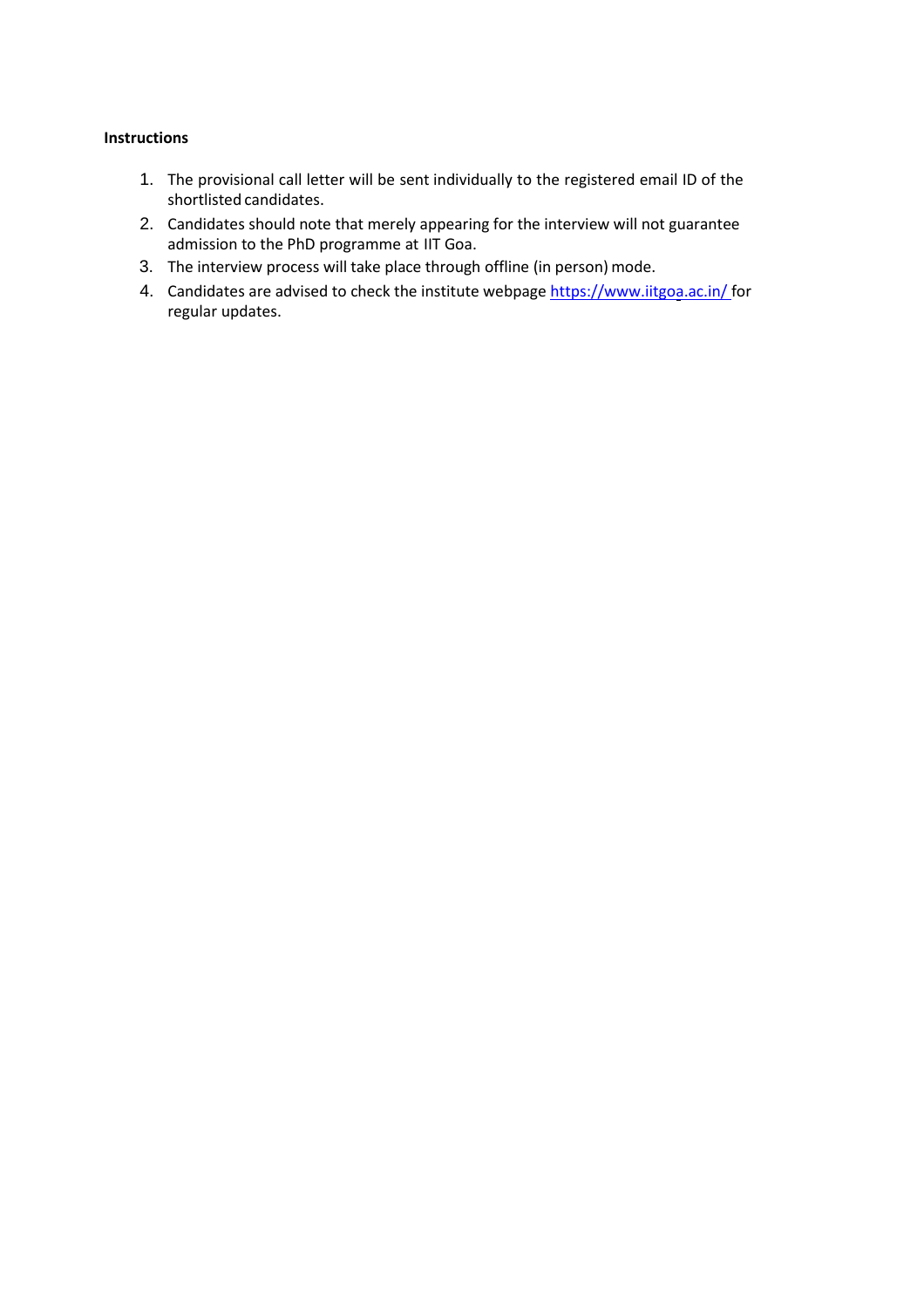**Instructions**

1. The provisional call letter will be sent individually to the registered email ID of the shortlisted candidates.
2. Candidates should note that merely appearing for the interview will not guarantee admission to the PhD programme at IIT Goa.
3. The interview process will take place through offline (in person) mode.
4. Candidates are advised to check the institute webpage https://www.iitgoa.ac.in/ for regular updates.